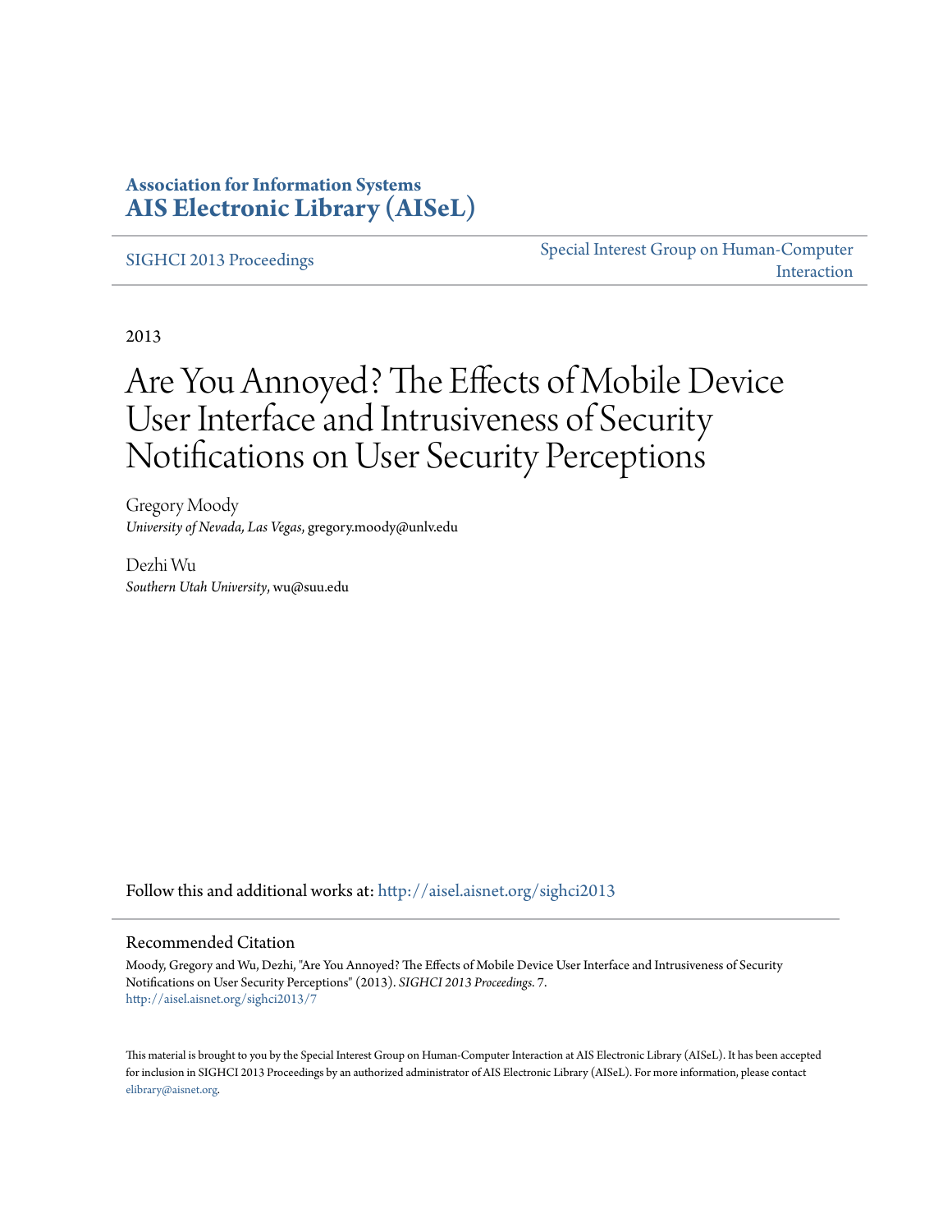**Association for Information Systems**
**[AIS Electronic Library (AISeL)](http://aisel.aisnet.org)**

SIGHCI 2013 Proceedings

Special Interest Group on Human-Computer Interaction

2013

# Are You Annoyed? The Effects of Mobile Device User Interface and Intrusiveness of Security Notifications on User Security Perceptions

Gregory Moody
*University of Nevada, Las Vegas*, gregory.moody@unlv.edu

Dezhi Wu
*Southern Utah University*, wu@suu.edu

Follow this and additional works at: http://aisel.aisnet.org/sighci2013

## Recommended Citation

Moody, Gregory and Wu, Dezhi, "Are You Annoyed? The Effects of Mobile Device User Interface and Intrusiveness of Security Notifications on User Security Perceptions" (2013). *SIGHCI 2013 Proceedings*. 7.
http://aisel.aisnet.org/sighci2013/7

This material is brought to you by the Special Interest Group on Human-Computer Interaction at AIS Electronic Library (AISeL). It has been accepted for inclusion in SIGHCI 2013 Proceedings by an authorized administrator of AIS Electronic Library (AISeL). For more information, please contact elibrary@aisnet.org.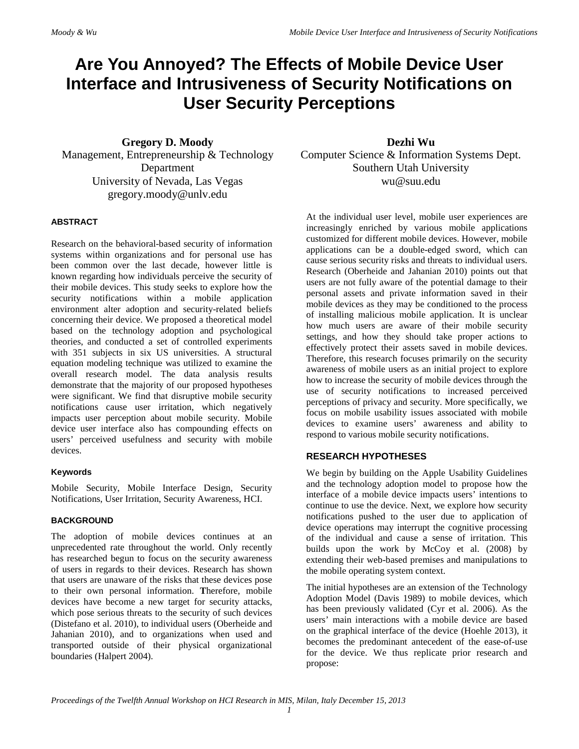# Are You Annoyed? The Effects of Mobile Device User Interface and Intrusiveness of Security Notifications on User Security Perceptions

**Gregory D. Moody**
Management, Entrepreneurship & Technology Department
University of Nevada, Las Vegas
gregory.moody@unlv.edu

**Dezhi Wu**
Computer Science & Information Systems Dept.
Southern Utah University
wu@suu.edu

## ABSTRACT

Research on the behavioral-based security of information systems within organizations and for personal use has been common over the last decade, however little is known regarding how individuals perceive the security of their mobile devices. This study seeks to explore how the security notifications within a mobile application environment alter adoption and security-related beliefs concerning their device. We proposed a theoretical model based on the technology adoption and psychological theories, and conducted a set of controlled experiments with 351 subjects in six US universities. A structural equation modeling technique was utilized to examine the overall research model. The data analysis results demonstrate that the majority of our proposed hypotheses were significant. We find that disruptive mobile security notifications cause user irritation, which negatively impacts user perception about mobile security. Mobile device user interface also has compounding effects on users' perceived usefulness and security with mobile devices.

### Keywords

Mobile Security, Mobile Interface Design, Security Notifications, User Irritation, Security Awareness, HCI.

## BACKGROUND

The adoption of mobile devices continues at an unprecedented rate throughout the world. Only recently has researched begun to focus on the security awareness of users in regards to their devices. Research has shown that users are unaware of the risks that these devices pose to their own personal information. **T**herefore, mobile devices have become a new target for security attacks, which pose serious threats to the security of such devices (Distefano et al. 2010), to individual users (Oberheide and Jahanian 2010), and to organizations when used and transported outside of their physical organizational boundaries (Halpert 2004).

At the individual user level, mobile user experiences are increasingly enriched by various mobile applications customized for different mobile devices. However, mobile applications can be a double-edged sword, which can cause serious security risks and threats to individual users. Research (Oberheide and Jahanian 2010) points out that users are not fully aware of the potential damage to their personal assets and private information saved in their mobile devices as they may be conditioned to the process of installing malicious mobile application. It is unclear how much users are aware of their mobile security settings, and how they should take proper actions to effectively protect their assets saved in mobile devices. Therefore, this research focuses primarily on the security awareness of mobile users as an initial project to explore how to increase the security of mobile devices through the use of security notifications to increased perceived perceptions of privacy and security. More specifically, we focus on mobile usability issues associated with mobile devices to examine users' awareness and ability to respond to various mobile security notifications.

## RESEARCH HYPOTHESES

We begin by building on the Apple Usability Guidelines and the technology adoption model to propose how the interface of a mobile device impacts users' intentions to continue to use the device. Next, we explore how security notifications pushed to the user due to application of device operations may interrupt the cognitive processing of the individual and cause a sense of irritation. This builds upon the work by McCoy et al. (2008) by extending their web-based premises and manipulations to the mobile operating system context.

The initial hypotheses are an extension of the Technology Adoption Model (Davis 1989) to mobile devices, which has been previously validated (Cyr et al. 2006). As the users' main interactions with a mobile device are based on the graphical interface of the device (Hoehle 2013), it becomes the predominant antecedent of the ease-of-use for the device. We thus replicate prior research and propose: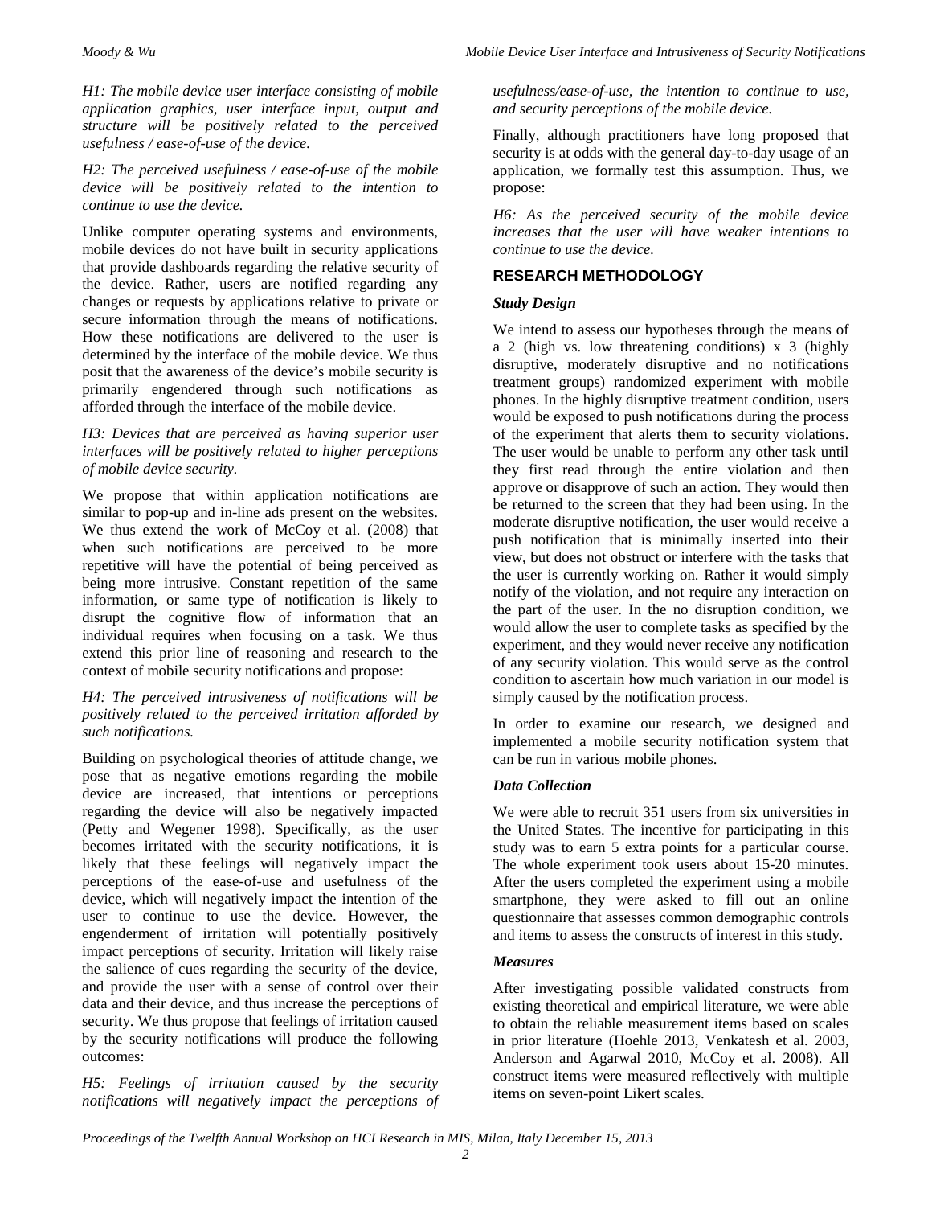*H1: The mobile device user interface consisting of mobile application graphics, user interface input, output and structure will be positively related to the perceived usefulness / ease-of-use of the device.*

*H2: The perceived usefulness / ease-of-use of the mobile device will be positively related to the intention to continue to use the device.*

Unlike computer operating systems and environments, mobile devices do not have built in security applications that provide dashboards regarding the relative security of the device. Rather, users are notified regarding any changes or requests by applications relative to private or secure information through the means of notifications. How these notifications are delivered to the user is determined by the interface of the mobile device. We thus posit that the awareness of the device's mobile security is primarily engendered through such notifications as afforded through the interface of the mobile device.

*H3: Devices that are perceived as having superior user interfaces will be positively related to higher perceptions of mobile device security.*

We propose that within application notifications are similar to pop-up and in-line ads present on the websites. We thus extend the work of McCoy et al. (2008) that when such notifications are perceived to be more repetitive will have the potential of being perceived as being more intrusive. Constant repetition of the same information, or same type of notification is likely to disrupt the cognitive flow of information that an individual requires when focusing on a task. We thus extend this prior line of reasoning and research to the context of mobile security notifications and propose:

*H4: The perceived intrusiveness of notifications will be positively related to the perceived irritation afforded by such notifications.*

Building on psychological theories of attitude change, we pose that as negative emotions regarding the mobile device are increased, that intentions or perceptions regarding the device will also be negatively impacted (Petty and Wegener 1998). Specifically, as the user becomes irritated with the security notifications, it is likely that these feelings will negatively impact the perceptions of the ease-of-use and usefulness of the device, which will negatively impact the intention of the user to continue to use the device. However, the engenderment of irritation will potentially positively impact perceptions of security. Irritation will likely raise the salience of cues regarding the security of the device, and provide the user with a sense of control over their data and their device, and thus increase the perceptions of security. We thus propose that feelings of irritation caused by the security notifications will produce the following outcomes:

*H5: Feelings of irritation caused by the security notifications will negatively impact the perceptions of usefulness/ease-of-use, the intention to continue to use, and security perceptions of the mobile device.*

Finally, although practitioners have long proposed that security is at odds with the general day-to-day usage of an application, we formally test this assumption. Thus, we propose:

*H6: As the perceived security of the mobile device increases that the user will have weaker intentions to continue to use the device.*

## RESEARCH METHODOLOGY

### *Study Design*

We intend to assess our hypotheses through the means of a 2 (high vs. low threatening conditions) x 3 (highly disruptive, moderately disruptive and no notifications treatment groups) randomized experiment with mobile phones. In the highly disruptive treatment condition, users would be exposed to push notifications during the process of the experiment that alerts them to security violations. The user would be unable to perform any other task until they first read through the entire violation and then approve or disapprove of such an action. They would then be returned to the screen that they had been using. In the moderate disruptive notification, the user would receive a push notification that is minimally inserted into their view, but does not obstruct or interfere with the tasks that the user is currently working on. Rather it would simply notify of the violation, and not require any interaction on the part of the user. In the no disruption condition, we would allow the user to complete tasks as specified by the experiment, and they would never receive any notification of any security violation. This would serve as the control condition to ascertain how much variation in our model is simply caused by the notification process.

In order to examine our research, we designed and implemented a mobile security notification system that can be run in various mobile phones.

### *Data Collection*

We were able to recruit 351 users from six universities in the United States. The incentive for participating in this study was to earn 5 extra points for a particular course. The whole experiment took users about 15-20 minutes. After the users completed the experiment using a mobile smartphone, they were asked to fill out an online questionnaire that assesses common demographic controls and items to assess the constructs of interest in this study.

### *Measures*

After investigating possible validated constructs from existing theoretical and empirical literature, we were able to obtain the reliable measurement items based on scales in prior literature (Hoehle 2013, Venkatesh et al. 2003, Anderson and Agarwal 2010, McCoy et al. 2008). All construct items were measured reflectively with multiple items on seven-point Likert scales.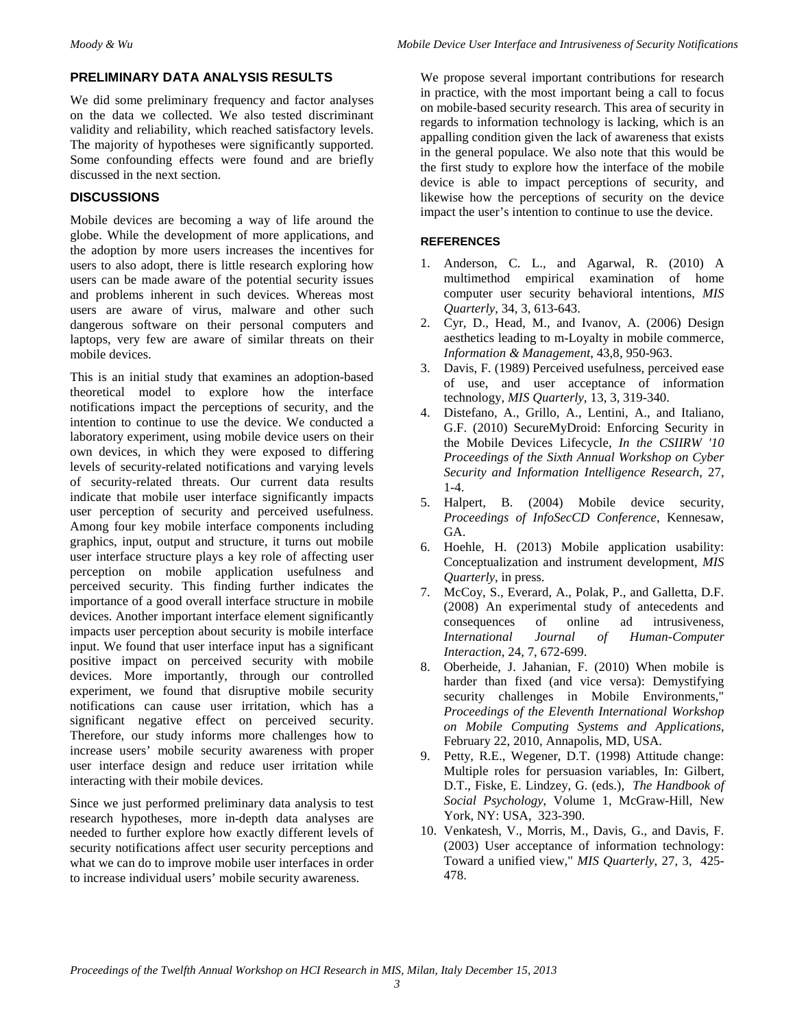## PRELIMINARY DATA ANALYSIS RESULTS

We did some preliminary frequency and factor analyses on the data we collected. We also tested discriminant validity and reliability, which reached satisfactory levels. The majority of hypotheses were significantly supported. Some confounding effects were found and are briefly discussed in the next section.

## DISCUSSIONS

Mobile devices are becoming a way of life around the globe. While the development of more applications, and the adoption by more users increases the incentives for users to also adopt, there is little research exploring how users can be made aware of the potential security issues and problems inherent in such devices. Whereas most users are aware of virus, malware and other such dangerous software on their personal computers and laptops, very few are aware of similar threats on their mobile devices.

This is an initial study that examines an adoption-based theoretical model to explore how the interface notifications impact the perceptions of security, and the intention to continue to use the device. We conducted a laboratory experiment, using mobile device users on their own devices, in which they were exposed to differing levels of security-related notifications and varying levels of security-related threats. Our current data results indicate that mobile user interface significantly impacts user perception of security and perceived usefulness. Among four key mobile interface components including graphics, input, output and structure, it turns out mobile user interface structure plays a key role of affecting user perception on mobile application usefulness and perceived security. This finding further indicates the importance of a good overall interface structure in mobile devices. Another important interface element significantly impacts user perception about security is mobile interface input. We found that user interface input has a significant positive impact on perceived security with mobile devices. More importantly, through our controlled experiment, we found that disruptive mobile security notifications can cause user irritation, which has a significant negative effect on perceived security. Therefore, our study informs more challenges how to increase users' mobile security awareness with proper user interface design and reduce user irritation while interacting with their mobile devices.

Since we just performed preliminary data analysis to test research hypotheses, more in-depth data analyses are needed to further explore how exactly different levels of security notifications affect user security perceptions and what we can do to improve mobile user interfaces in order to increase individual users' mobile security awareness.

We propose several important contributions for research in practice, with the most important being a call to focus on mobile-based security research. This area of security in regards to information technology is lacking, which is an appalling condition given the lack of awareness that exists in the general populace. We also note that this would be the first study to explore how the interface of the mobile device is able to impact perceptions of security, and likewise how the perceptions of security on the device impact the user's intention to continue to use the device.

## REFERENCES

1. Anderson, C. L., and Agarwal, R. (2010) A multimethod empirical examination of home computer user security behavioral intentions, *MIS Quarterly*, 34, 3, 613-643.
2. Cyr, D., Head, M., and Ivanov, A. (2006) Design aesthetics leading to m-Loyalty in mobile commerce, *Information & Management*, 43,8, 950-963.
3. Davis, F. (1989) Perceived usefulness, perceived ease of use, and user acceptance of information technology, *MIS Quarterly*, 13, 3, 319-340.
4. Distefano, A., Grillo, A., Lentini, A., and Italiano, G.F. (2010) SecureMyDroid: Enforcing Security in the Mobile Devices Lifecycle, *In the CSIIRW '10 Proceedings of the Sixth Annual Workshop on Cyber Security and Information Intelligence Research*, 27, 1-4.
5. Halpert, B. (2004) Mobile device security, *Proceedings of InfoSecCD Conference*, Kennesaw, GA.
6. Hoehle, H. (2013) Mobile application usability: Conceptualization and instrument development, *MIS Quarterly*, in press.
7. McCoy, S., Everard, A., Polak, P., and Galletta, D.F. (2008) An experimental study of antecedents and consequences of online ad intrusiveness, *International Journal of Human-Computer Interaction*, 24, 7, 672-699.
8. Oberheide, J. Jahanian, F. (2010) When mobile is harder than fixed (and vice versa): Demystifying security challenges in Mobile Environments," *Proceedings of the Eleventh International Workshop on Mobile Computing Systems and Applications*, February 22, 2010, Annapolis, MD, USA.
9. Petty, R.E., Wegener, D.T. (1998) Attitude change: Multiple roles for persuasion variables, In: Gilbert, D.T., Fiske, E. Lindzey, G. (eds.), *The Handbook of Social Psychology*, Volume 1, McGraw-Hill, New York, NY: USA, 323-390.
10. Venkatesh, V., Morris, M., Davis, G., and Davis, F. (2003) User acceptance of information technology: Toward a unified view," *MIS Quarterly*, 27, 3, 425-478.